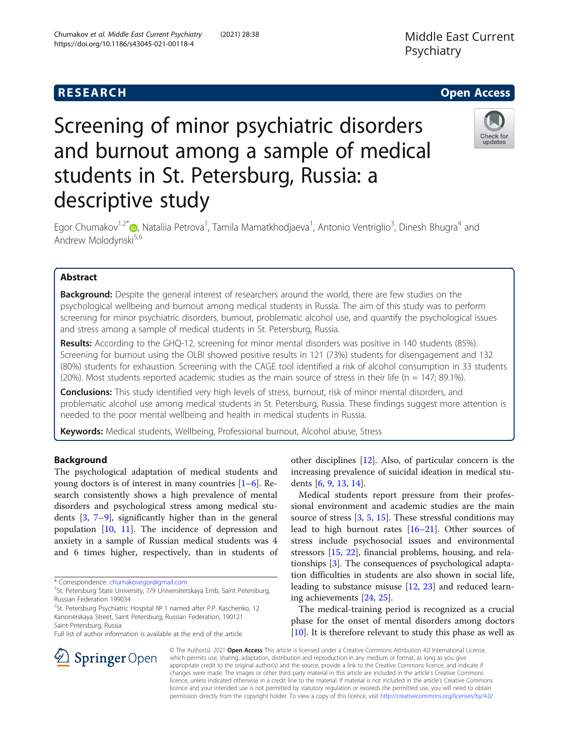RESEARCH Open Access

# Screening of minor psychiatric disorders and burnout among a sample of medical students in St. Petersburg, Russia: a descriptive study

Egor Chumakov[1,2*], Nataliia Petrova[1], Tamila Mamatkhodjaeva[1], Antonio Ventriglio[3], Dinesh Bhugra[4] and Andrew Molodynski[5,6]

## Abstract

**Background:** Despite the general interest of researchers around the world, there are few studies on the psychological wellbeing and burnout among medical students in Russia. The aim of this study was to perform screening for minor psychiatric disorders, burnout, problematic alcohol use, and quantify the psychological issues and stress among a sample of medical students in St. Petersburg, Russia.

**Results:** According to the GHQ-12, screening for minor mental disorders was positive in 140 students (85%). Screening for burnout using the OLBI showed positive results in 121 (73%) students for disengagement and 132 (80%) students for exhaustion. Screening with the CAGE tool identified a risk of alcohol consumption in 33 students (20%). Most students reported academic studies as the main source of stress in their life (n = 147; 89.1%).

**Conclusions:** This study identified very high levels of stress, burnout, risk of minor mental disorders, and problematic alcohol use among medical students in St. Petersburg, Russia. These findings suggest more attention is needed to the poor mental wellbeing and health in medical students in Russia.

**Keywords:** Medical students, Wellbeing, Professional burnout, Alcohol abuse, Stress

## Background

The psychological adaptation of medical students and young doctors is of interest in many countries [1–6]. Research consistently shows a high prevalence of mental disorders and psychological stress among medical students [3, 7–9], significantly higher than in the general population [10, 11]. The incidence of depression and anxiety in a sample of Russian medical students was 4 and 6 times higher, respectively, than in students of other disciplines [12]. Also, of particular concern is the increasing prevalence of suicidal ideation in medical students [6, 9, 13, 14].

Medical students report pressure from their professional environment and academic studies are the main source of stress [3, 5, 15]. These stressful conditions may lead to high burnout rates [16–21]. Other sources of stress include psychosocial issues and environmental stressors [15, 22], financial problems, housing, and relationships [3]. The consequences of psychological adaptation difficulties in students are also shown in social life, leading to substance misuse [12, 23] and reduced learning achievements [24, 25].

The medical-training period is recognized as a crucial phase for the onset of mental disorders among doctors [10]. It is therefore relevant to study this phase as well as

\* Correspondence: chumakovegor@gmail.com
[1]St. Petersburg State University, 7/9 Universitetskaya Emb, Saint Petersburg, Russian Federation 199034
[2]St. Petersburg Psychiatric Hospital № 1 named after P.P. Kaschenko, 12 Kanonerskaya Street, Saint Petersburg, Russian Federation, 190121 Saint-Petersburg, Russia
Full list of author information is available at the end of the article

© The Author(s). 2021 Open Access This article is licensed under a Creative Commons Attribution 4.0 International License, which permits use, sharing, adaptation, distribution and reproduction in any medium or format, as long as you give appropriate credit to the original author(s) and the source, provide a link to the Creative Commons licence, and indicate if changes were made. The images or other third party material in this article are included in the article's Creative Commons licence, unless indicated otherwise in a credit line to the material. If material is not included in the article's Creative Commons licence and your intended use is not permitted by statutory regulation or exceeds the permitted use, you will need to obtain permission directly from the copyright holder. To view a copy of this licence, visit http://creativecommons.org/licenses/by/4.0/.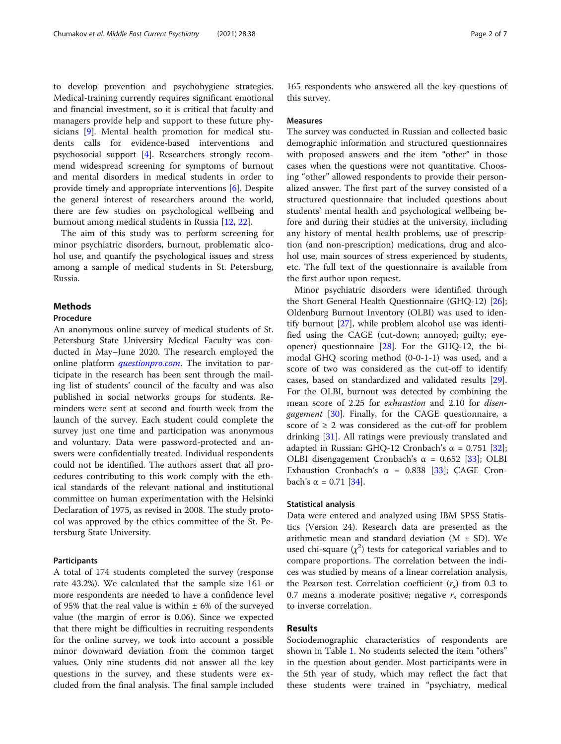to develop prevention and psychohygiene strategies. Medical-training currently requires significant emotional and financial investment, so it is critical that faculty and managers provide help and support to these future physicians [9]. Mental health promotion for medical students calls for evidence-based interventions and psychosocial support [4]. Researchers strongly recommend widespread screening for symptoms of burnout and mental disorders in medical students in order to provide timely and appropriate interventions [6]. Despite the general interest of researchers around the world, there are few studies on psychological wellbeing and burnout among medical students in Russia [12, 22].

The aim of this study was to perform screening for minor psychiatric disorders, burnout, problematic alcohol use, and quantify the psychological issues and stress among a sample of medical students in St. Petersburg, Russia.

## Methods

### Procedure

An anonymous online survey of medical students of St. Petersburg State University Medical Faculty was conducted in May–June 2020. The research employed the online platform *questionpro.com*. The invitation to participate in the research has been sent through the mailing list of students' council of the faculty and was also published in social networks groups for students. Reminders were sent at second and fourth week from the launch of the survey. Each student could complete the survey just one time and participation was anonymous and voluntary. Data were password-protected and answers were confidentially treated. Individual respondents could not be identified. The authors assert that all procedures contributing to this work comply with the ethical standards of the relevant national and institutional committee on human experimentation with the Helsinki Declaration of 1975, as revised in 2008. The study protocol was approved by the ethics committee of the St. Petersburg State University.

### Participants

A total of 174 students completed the survey (response rate 43.2%). We calculated that the sample size 161 or more respondents are needed to have a confidence level of 95% that the real value is within ± 6% of the surveyed value (the margin of error is 0.06). Since we expected that there might be difficulties in recruiting respondents for the online survey, we took into account a possible minor downward deviation from the common target values. Only nine students did not answer all the key questions in the survey, and these students were excluded from the final analysis. The final sample included 165 respondents who answered all the key questions of this survey.

### Measures

The survey was conducted in Russian and collected basic demographic information and structured questionnaires with proposed answers and the item "other" in those cases when the questions were not quantitative. Choosing "other" allowed respondents to provide their personalized answer. The first part of the survey consisted of a structured questionnaire that included questions about students' mental health and psychological wellbeing before and during their studies at the university, including any history of mental health problems, use of prescription (and non-prescription) medications, drug and alcohol use, main sources of stress experienced by students, etc. The full text of the questionnaire is available from the first author upon request.

Minor psychiatric disorders were identified through the Short General Health Questionnaire (GHQ-12) [26]; Oldenburg Burnout Inventory (OLBI) was used to identify burnout [27], while problem alcohol use was identified using the CAGE (cut-down; annoyed; guilty; eye-opener) questionnaire [28]. For the GHQ-12, the bimodal GHQ scoring method (0-0-1-1) was used, and a score of two was considered as the cut-off to identify cases, based on standardized and validated results [29]. For the OLBI, burnout was detected by combining the mean score of 2.25 for *exhaustion* and 2.10 for *disengagement* [30]. Finally, for the CAGE questionnaire, a score of ≥ 2 was considered as the cut-off for problem drinking [31]. All ratings were previously translated and adapted in Russian: GHQ-12 Cronbach's α = 0.751 [32]; OLBI disengagement Cronbach's α = 0.652 [33]; OLBI Exhaustion Cronbach's α = 0.838 [33]; CAGE Cronbach's α = 0.71 [34].

### Statistical analysis

Data were entered and analyzed using IBM SPSS Statistics (Version 24). Research data are presented as the arithmetic mean and standard deviation (M ± SD). We used chi-square ($\chi^2$) tests for categorical variables and to compare proportions. The correlation between the indices was studied by means of a linear correlation analysis, the Pearson test. Correlation coefficient ($r_s$) from 0.3 to 0.7 means a moderate positive; negative $r_s$ corresponds to inverse correlation.

## Results

Sociodemographic characteristics of respondents are shown in Table 1. No students selected the item "others" in the question about gender. Most participants were in the 5th year of study, which may reflect the fact that these students were trained in "psychiatry, medical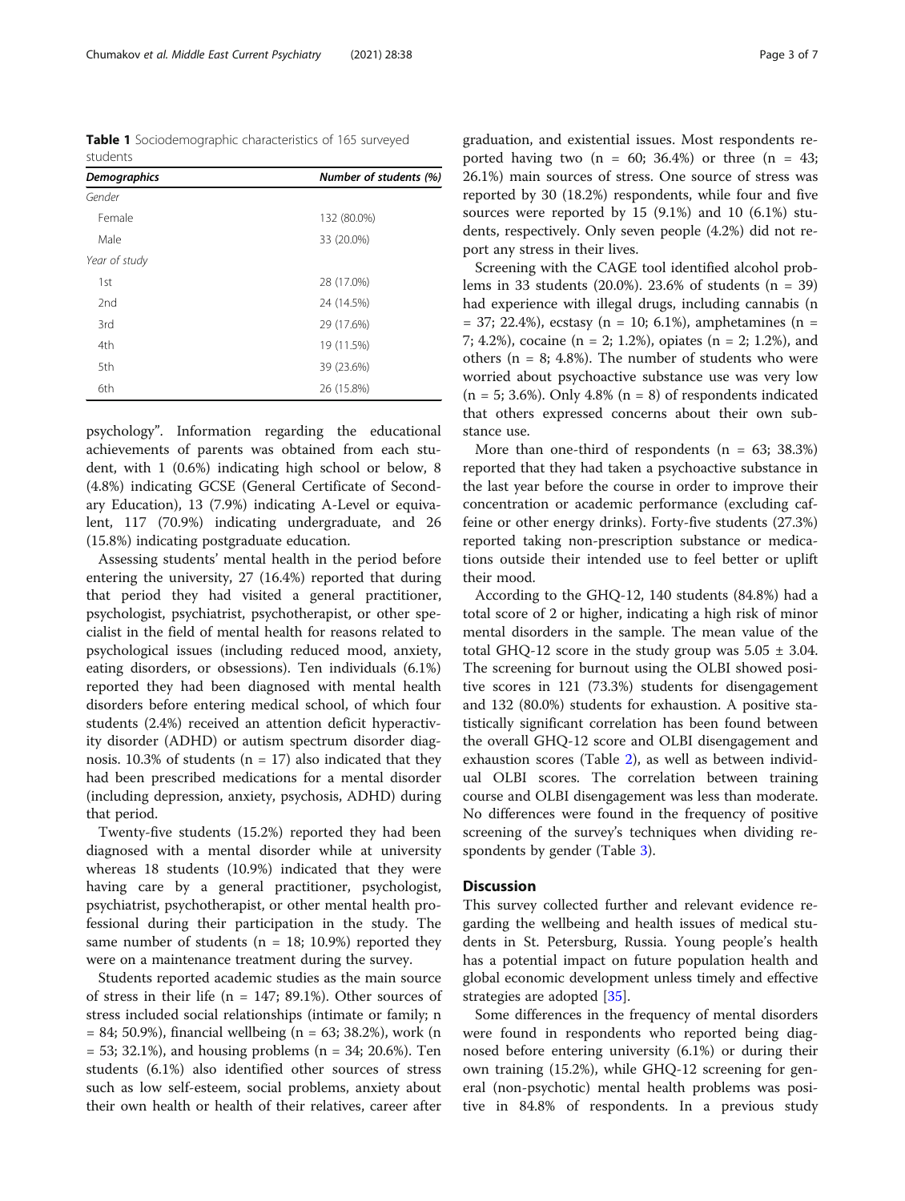**Table 1** Sociodemographic characteristics of 165 surveyed students

| *Demographics* | *Number of students (%)* |
|---|---|
| *Gender* | |
| Female | 132 (80.0%) |
| Male | 33 (20.0%) |
| *Year of study* | |
| 1st | 28 (17.0%) |
| 2nd | 24 (14.5%) |
| 3rd | 29 (17.6%) |
| 4th | 19 (11.5%) |
| 5th | 39 (23.6%) |
| 6th | 26 (15.8%) |

psychology". Information regarding the educational achievements of parents was obtained from each student, with 1 (0.6%) indicating high school or below, 8 (4.8%) indicating GCSE (General Certificate of Secondary Education), 13 (7.9%) indicating A-Level or equivalent, 117 (70.9%) indicating undergraduate, and 26 (15.8%) indicating postgraduate education.

Assessing students' mental health in the period before entering the university, 27 (16.4%) reported that during that period they had visited a general practitioner, psychologist, psychiatrist, psychotherapist, or other specialist in the field of mental health for reasons related to psychological issues (including reduced mood, anxiety, eating disorders, or obsessions). Ten individuals (6.1%) reported they had been diagnosed with mental health disorders before entering medical school, of which four students (2.4%) received an attention deficit hyperactivity disorder (ADHD) or autism spectrum disorder diagnosis. 10.3% of students (n = 17) also indicated that they had been prescribed medications for a mental disorder (including depression, anxiety, psychosis, ADHD) during that period.

Twenty-five students (15.2%) reported they had been diagnosed with a mental disorder while at university whereas 18 students (10.9%) indicated that they were having care by a general practitioner, psychologist, psychiatrist, psychotherapist, or other mental health professional during their participation in the study. The same number of students (n = 18; 10.9%) reported they were on a maintenance treatment during the survey.

Students reported academic studies as the main source of stress in their life (n = 147; 89.1%). Other sources of stress included social relationships (intimate or family; n = 84; 50.9%), financial wellbeing (n = 63; 38.2%), work (n = 53; 32.1%), and housing problems (n = 34; 20.6%). Ten students (6.1%) also identified other sources of stress such as low self-esteem, social problems, anxiety about their own health or health of their relatives, career after graduation, and existential issues. Most respondents reported having two (n = 60; 36.4%) or three (n = 43; 26.1%) main sources of stress. One source of stress was reported by 30 (18.2%) respondents, while four and five sources were reported by 15 (9.1%) and 10 (6.1%) students, respectively. Only seven people (4.2%) did not report any stress in their lives.

Screening with the CAGE tool identified alcohol problems in 33 students (20.0%). 23.6% of students (n = 39) had experience with illegal drugs, including cannabis (n = 37; 22.4%), ecstasy (n = 10; 6.1%), amphetamines (n = 7; 4.2%), cocaine (n = 2; 1.2%), opiates (n = 2; 1.2%), and others (n = 8; 4.8%). The number of students who were worried about psychoactive substance use was very low (n = 5; 3.6%). Only 4.8% (n = 8) of respondents indicated that others expressed concerns about their own substance use.

More than one-third of respondents (n = 63; 38.3%) reported that they had taken a psychoactive substance in the last year before the course in order to improve their concentration or academic performance (excluding caffeine or other energy drinks). Forty-five students (27.3%) reported taking non-prescription substance or medications outside their intended use to feel better or uplift their mood.

According to the GHQ-12, 140 students (84.8%) had a total score of 2 or higher, indicating a high risk of minor mental disorders in the sample. The mean value of the total GHQ-12 score in the study group was 5.05 ± 3.04. The screening for burnout using the OLBI showed positive scores in 121 (73.3%) students for disengagement and 132 (80.0%) students for exhaustion. A positive statistically significant correlation has been found between the overall GHQ-12 score and OLBI disengagement and exhaustion scores (Table 2), as well as between individual OLBI scores. The correlation between training course and OLBI disengagement was less than moderate. No differences were found in the frequency of positive screening of the survey's techniques when dividing respondents by gender (Table 3).

## Discussion

This survey collected further and relevant evidence regarding the wellbeing and health issues of medical students in St. Petersburg, Russia. Young people's health has a potential impact on future population health and global economic development unless timely and effective strategies are adopted [35].

Some differences in the frequency of mental disorders were found in respondents who reported being diagnosed before entering university (6.1%) or during their own training (15.2%), while GHQ-12 screening for general (non-psychotic) mental health problems was positive in 84.8% of respondents. In a previous study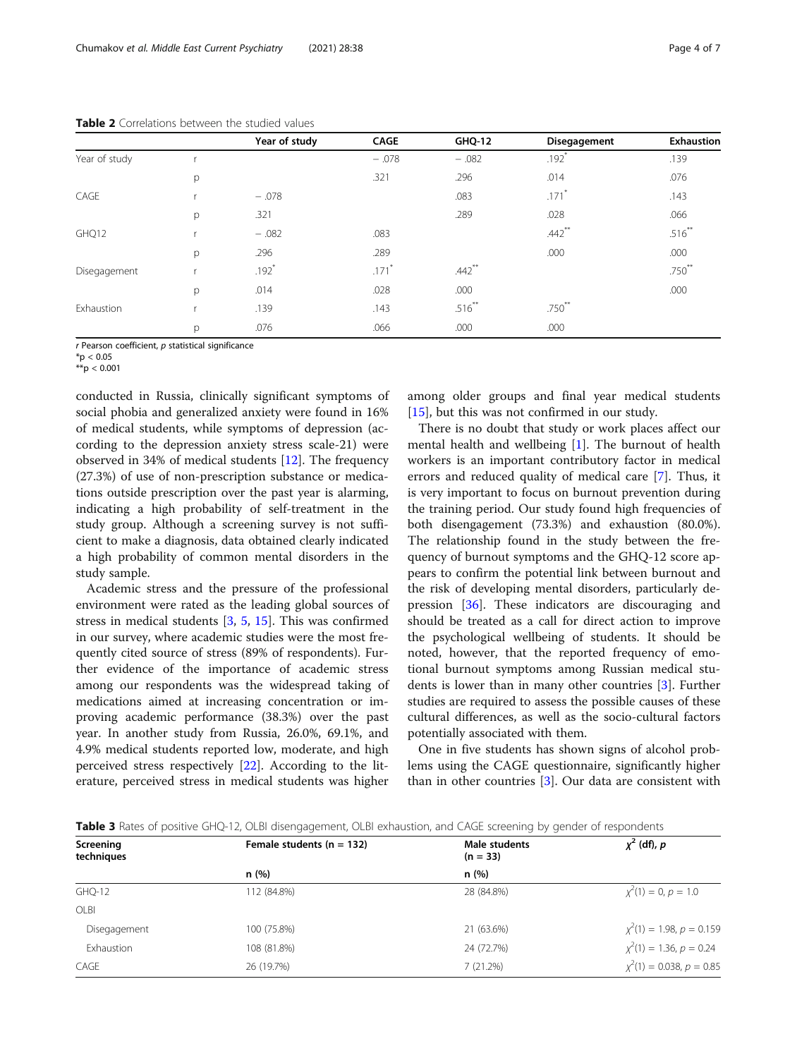**Table 2** Correlations between the studied values

| | | Year of study | CAGE | GHQ-12 | Disegagement | Exhaustion |
|---|---|---|---|---|---|---|
| Year of study | r | | − .078 | − .082 | .192* | .139 |
| | p | | .321 | .296 | .014 | .076 |
| CAGE | r | − .078 | | .083 | .171* | .143 |
| | p | .321 | | .289 | .028 | .066 |
| GHQ12 | r | − .082 | .083 | | .442** | .516** |
| | p | .296 | .289 | | .000 | .000 |
| Disegagement | r | .192* | .171* | .442** | | .750** |
| | p | .014 | .028 | .000 | | .000 |
| Exhaustion | r | .139 | .143 | .516** | .750** | |
| | p | .076 | .066 | .000 | .000 | |

*r* Pearson coefficient, *p* statistical significance
*$p < 0.05$
**$p < 0.001$

conducted in Russia, clinically significant symptoms of social phobia and generalized anxiety were found in 16% of medical students, while symptoms of depression (according to the depression anxiety stress scale-21) were observed in 34% of medical students [12]. The frequency (27.3%) of use of non-prescription substance or medications outside prescription over the past year is alarming, indicating a high probability of self-treatment in the study group. Although a screening survey is not sufficient to make a diagnosis, data obtained clearly indicated a high probability of common mental disorders in the study sample.

Academic stress and the pressure of the professional environment were rated as the leading global sources of stress in medical students [3, 5, 15]. This was confirmed in our survey, where academic studies were the most frequently cited source of stress (89% of respondents). Further evidence of the importance of academic stress among our respondents was the widespread taking of medications aimed at increasing concentration or improving academic performance (38.3%) over the past year. In another study from Russia, 26.0%, 69.1%, and 4.9% medical students reported low, moderate, and high perceived stress respectively [22]. According to the literature, perceived stress in medical students was higher among older groups and final year medical students [15], but this was not confirmed in our study.

There is no doubt that study or work places affect our mental health and wellbeing [1]. The burnout of health workers is an important contributory factor in medical errors and reduced quality of medical care [7]. Thus, it is very important to focus on burnout prevention during the training period. Our study found high frequencies of both disengagement (73.3%) and exhaustion (80.0%). The relationship found in the study between the frequency of burnout symptoms and the GHQ-12 score appears to confirm the potential link between burnout and the risk of developing mental disorders, particularly depression [36]. These indicators are discouraging and should be treated as a call for direct action to improve the psychological wellbeing of students. It should be noted, however, that the reported frequency of emotional burnout symptoms among Russian medical students is lower than in many other countries [3]. Further studies are required to assess the possible causes of these cultural differences, as well as the socio-cultural factors potentially associated with them.

One in five students has shown signs of alcohol problems using the CAGE questionnaire, significantly higher than in other countries [3]. Our data are consistent with

**Table 3** Rates of positive GHQ-12, OLBI disengagement, OLBI exhaustion, and CAGE screening by gender of respondents

| Screening techniques | Female students (n = 132) | Male students (n = 33) | $\chi^2$ (df), *p* |
|---|---|---|---|
| | n (%) | n (%) | |
| GHQ-12 | 112 (84.8%) | 28 (84.8%) | $\chi^2(1) = 0, p = 1.0$ |
| OLBI | | | |
| Disegagement | 100 (75.8%) | 21 (63.6%) | $\chi^2(1) = 1.98, p = 0.159$ |
| Exhaustion | 108 (81.8%) | 24 (72.7%) | $\chi^2(1) = 1.36, p = 0.24$ |
| CAGE | 26 (19.7%) | 7 (21.2%) | $\chi^2(1) = 0.038, p = 0.85$ |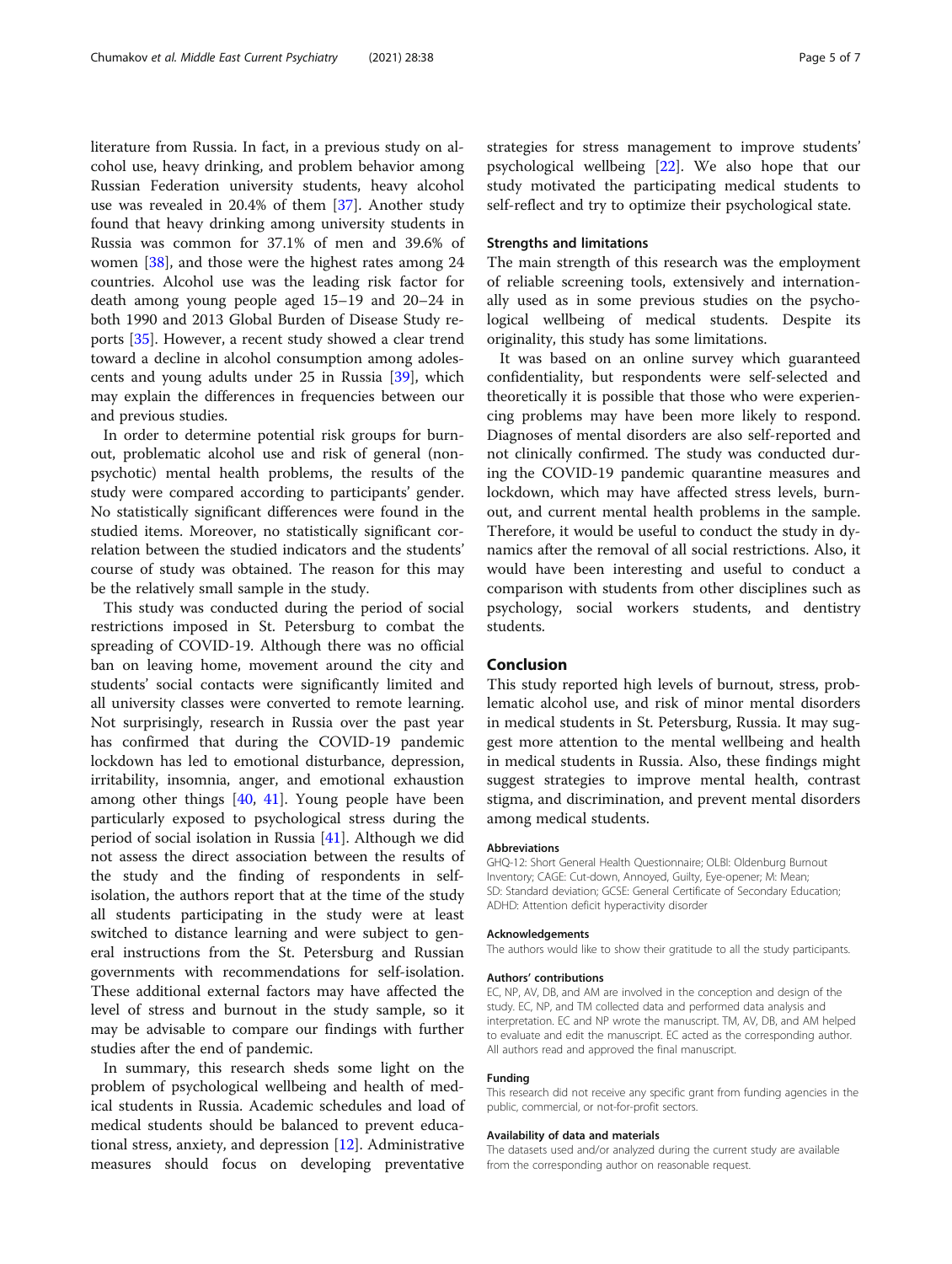literature from Russia. In fact, in a previous study on alcohol use, heavy drinking, and problem behavior among Russian Federation university students, heavy alcohol use was revealed in 20.4% of them [37]. Another study found that heavy drinking among university students in Russia was common for 37.1% of men and 39.6% of women [38], and those were the highest rates among 24 countries. Alcohol use was the leading risk factor for death among young people aged 15–19 and 20–24 in both 1990 and 2013 Global Burden of Disease Study reports [35]. However, a recent study showed a clear trend toward a decline in alcohol consumption among adolescents and young adults under 25 in Russia [39], which may explain the differences in frequencies between our and previous studies.

In order to determine potential risk groups for burnout, problematic alcohol use and risk of general (non-psychotic) mental health problems, the results of the study were compared according to participants' gender. No statistically significant differences were found in the studied items. Moreover, no statistically significant correlation between the studied indicators and the students' course of study was obtained. The reason for this may be the relatively small sample in the study.

This study was conducted during the period of social restrictions imposed in St. Petersburg to combat the spreading of COVID-19. Although there was no official ban on leaving home, movement around the city and students' social contacts were significantly limited and all university classes were converted to remote learning. Not surprisingly, research in Russia over the past year has confirmed that during the COVID-19 pandemic lockdown has led to emotional disturbance, depression, irritability, insomnia, anger, and emotional exhaustion among other things [40, 41]. Young people have been particularly exposed to psychological stress during the period of social isolation in Russia [41]. Although we did not assess the direct association between the results of the study and the finding of respondents in self-isolation, the authors report that at the time of the study all students participating in the study were at least switched to distance learning and were subject to general instructions from the St. Petersburg and Russian governments with recommendations for self-isolation. These additional external factors may have affected the level of stress and burnout in the study sample, so it may be advisable to compare our findings with further studies after the end of pandemic.

In summary, this research sheds some light on the problem of psychological wellbeing and health of medical students in Russia. Academic schedules and load of medical students should be balanced to prevent educational stress, anxiety, and depression [12]. Administrative measures should focus on developing preventative strategies for stress management to improve students' psychological wellbeing [22]. We also hope that our study motivated the participating medical students to self-reflect and try to optimize their psychological state.

### Strengths and limitations

The main strength of this research was the employment of reliable screening tools, extensively and internationally used as in some previous studies on the psychological wellbeing of medical students. Despite its originality, this study has some limitations.

It was based on an online survey which guaranteed confidentiality, but respondents were self-selected and theoretically it is possible that those who were experiencing problems may have been more likely to respond. Diagnoses of mental disorders are also self-reported and not clinically confirmed. The study was conducted during the COVID-19 pandemic quarantine measures and lockdown, which may have affected stress levels, burnout, and current mental health problems in the sample. Therefore, it would be useful to conduct the study in dynamics after the removal of all social restrictions. Also, it would have been interesting and useful to conduct a comparison with students from other disciplines such as psychology, social workers students, and dentistry students.

## Conclusion

This study reported high levels of burnout, stress, problematic alcohol use, and risk of minor mental disorders in medical students in St. Petersburg, Russia. It may suggest more attention to the mental wellbeing and health in medical students in Russia. Also, these findings might suggest strategies to improve mental health, contrast stigma, and discrimination, and prevent mental disorders among medical students.

#### Abbreviations

GHQ-12: Short General Health Questionnaire; OLBI: Oldenburg Burnout Inventory; CAGE: Cut-down, Annoyed, Guilty, Eye-opener; M: Mean; SD: Standard deviation; GCSE: General Certificate of Secondary Education; ADHD: Attention deficit hyperactivity disorder

#### Acknowledgements

The authors would like to show their gratitude to all the study participants.

#### Authors' contributions

EC, NP, AV, DB, and AM are involved in the conception and design of the study. EC, NP, and TM collected data and performed data analysis and interpretation. EC and NP wrote the manuscript. TM, AV, DB, and AM helped to evaluate and edit the manuscript. EC acted as the corresponding author. All authors read and approved the final manuscript.

#### Funding

This research did not receive any specific grant from funding agencies in the public, commercial, or not-for-profit sectors.

#### Availability of data and materials

The datasets used and/or analyzed during the current study are available from the corresponding author on reasonable request.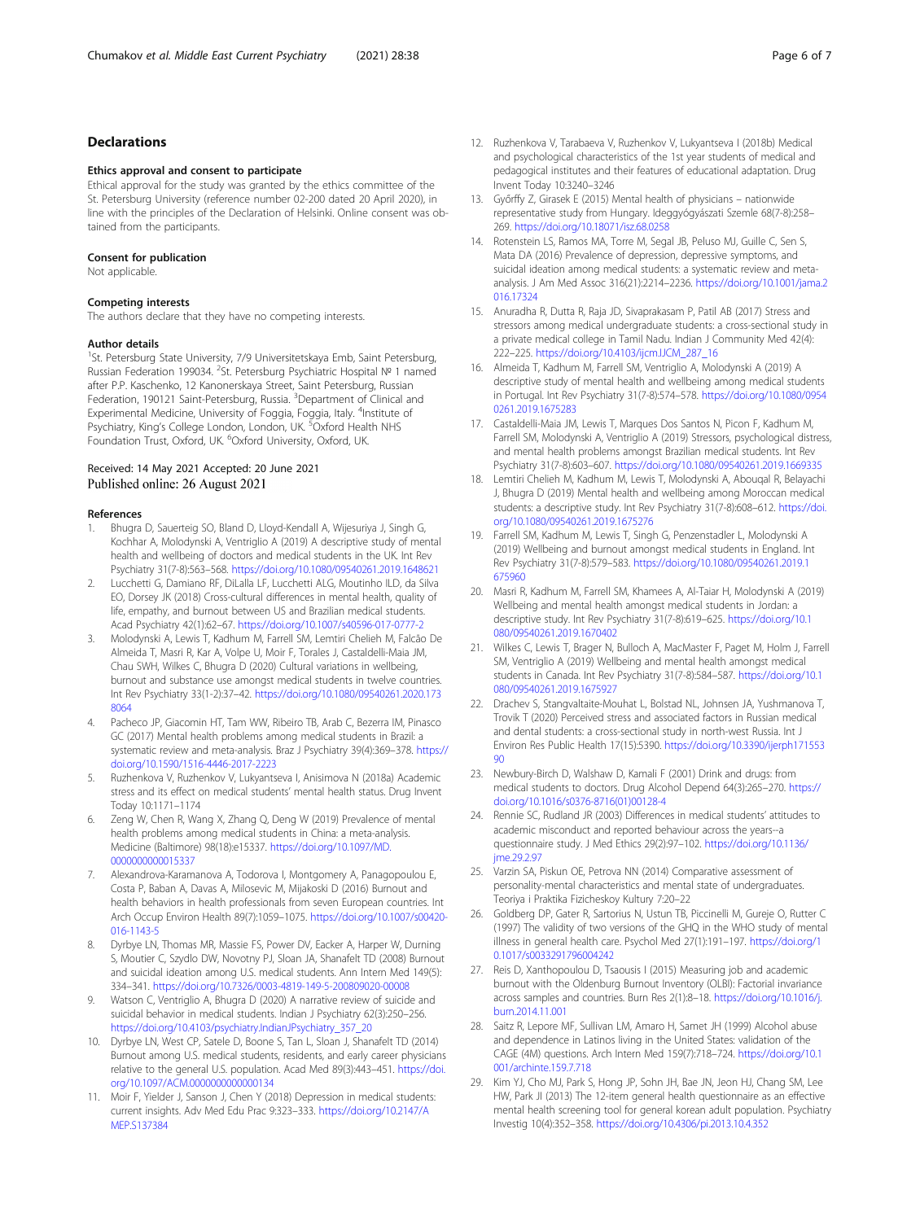## Declarations

### Ethics approval and consent to participate

Ethical approval for the study was granted by the ethics committee of the St. Petersburg University (reference number 02-200 dated 20 April 2020), in line with the principles of the Declaration of Helsinki. Online consent was obtained from the participants.

### Consent for publication

Not applicable.

### Competing interests

The authors declare that they have no competing interests.

### Author details

[1]St. Petersburg State University, 7/9 Universitetskaya Emb, Saint Petersburg, Russian Federation 199034. [2]St. Petersburg Psychiatric Hospital № 1 named after P.P. Kaschenko, 12 Kanonerskaya Street, Saint Petersburg, Russian Federation, 190121 Saint-Petersburg, Russia. [3]Department of Clinical and Experimental Medicine, University of Foggia, Foggia, Italy. [4]Institute of Psychiatry, King's College London, London, UK. [5]Oxford Health NHS Foundation Trust, Oxford, UK. [6]Oxford University, Oxford, UK.

Received: 14 May 2021 Accepted: 20 June 2021
Published online: 26 August 2021

### References

1. Bhugra D, Sauerteig SO, Bland D, Lloyd-Kendall A, Wijesuriya J, Singh G, Kochhar A, Molodynski A, Ventriglio A (2019) A descriptive study of mental health and wellbeing of doctors and medical students in the UK. Int Rev Psychiatry 31(7-8):563–568. https://doi.org/10.1080/09540261.2019.1648621
2. Lucchetti G, Damiano RF, DiLalla LF, Lucchetti ALG, Moutinho ILD, da Silva EO, Dorsey JK (2018) Cross-cultural differences in mental health, quality of life, empathy, and burnout between US and Brazilian medical students. Acad Psychiatry 42(1):62–67. https://doi.org/10.1007/s40596-017-0777-2
3. Molodynski A, Lewis T, Kadhum M, Farrell SM, Lemtiri Chelieh M, Falcão De Almeida T, Masri R, Kar A, Volpe U, Moir F, Torales J, Castaldelli-Maia JM, Chau SWH, Wilkes C, Bhugra D (2020) Cultural variations in wellbeing, burnout and substance use amongst medical students in twelve countries. Int Rev Psychiatry 33(1-2):37–42. https://doi.org/10.1080/09540261.2020.1738064
4. Pacheco JP, Giacomin HT, Tam WW, Ribeiro TB, Arab C, Bezerra IM, Pinasco GC (2017) Mental health problems among medical students in Brazil: a systematic review and meta-analysis. Braz J Psychiatry 39(4):369–378. https://doi.org/10.1590/1516-4446-2017-2223
5. Ruzhenkova V, Ruzhenkov V, Lukyantseva I, Anisimova N (2018a) Academic stress and its effect on medical students' mental health status. Drug Invent Today 10:1171–1174
6. Zeng W, Chen R, Wang X, Zhang Q, Deng W (2019) Prevalence of mental health problems among medical students in China: a meta-analysis. Medicine (Baltimore) 98(18):e15337. https://doi.org/10.1097/MD.0000000000015337
7. Alexandrova-Karamanova A, Todorova I, Montgomery A, Panagopoulou E, Costa P, Baban A, Davas A, Milosevic M, Mijakoski D (2016) Burnout and health behaviors in health professionals from seven European countries. Int Arch Occup Environ Health 89(7):1059–1075. https://doi.org/10.1007/s00420-016-1143-5
8. Dyrbye LN, Thomas MR, Massie FS, Power DV, Eacker A, Harper W, Durning S, Moutier C, Szydlo DW, Novotny PJ, Sloan JA, Shanafelt TD (2008) Burnout and suicidal ideation among U.S. medical students. Ann Intern Med 149(5):334–341. https://doi.org/10.7326/0003-4819-149-5-200809020-00008
9. Watson C, Ventriglio A, Bhugra D (2020) A narrative review of suicide and suicidal behavior in medical students. Indian J Psychiatry 62(3):250–256. https://doi.org/10.4103/psychiatry.IndianJPsychiatry_357_20
10. Dyrbye LN, West CP, Satele D, Boone S, Tan L, Sloan J, Shanafelt TD (2014) Burnout among U.S. medical students, residents, and early career physicians relative to the general U.S. population. Acad Med 89(3):443–451. https://doi.org/10.1097/ACM.0000000000000134
11. Moir F, Yielder J, Sanson J, Chen Y (2018) Depression in medical students: current insights. Adv Med Edu Prac 9:323–333. https://doi.org/10.2147/AMEP.S137384
12. Ruzhenkova V, Tarabaeva V, Ruzhenkov V, Lukyantseva I (2018b) Medical and psychological characteristics of the 1st year students of medical and pedagogical institutes and their features of educational adaptation. Drug Invent Today 10:3240–3246
13. Győrffy Z, Girasek E (2015) Mental health of physicians – nationwide representative study from Hungary. Ideggyógyászati Szemle 68(7-8):258–269. https://doi.org/10.18071/isz.68.0258
14. Rotenstein LS, Ramos MA, Torre M, Segal JB, Peluso MJ, Guille C, Sen S, Mata DA (2016) Prevalence of depression, depressive symptoms, and suicidal ideation among medical students: a systematic review and meta-analysis. J Am Med Assoc 316(21):2214–2236. https://doi.org/10.1001/jama.2016.17324
15. Anuradha R, Dutta R, Raja JD, Sivaprakasam P, Patil AB (2017) Stress and stressors among medical undergraduate students: a cross-sectional study in a private medical college in Tamil Nadu. Indian J Community Med 42(4):222–225. https://doi.org/10.4103/ijcm.IJCM_287_16
16. Almeida T, Kadhum M, Farrell SM, Ventriglio A, Molodynski A (2019) A descriptive study of mental health and wellbeing among medical students in Portugal. Int Rev Psychiatry 31(7-8):574–578. https://doi.org/10.1080/09540261.2019.1675283
17. Castaldelli-Maia JM, Lewis T, Marques Dos Santos N, Picon F, Kadhum M, Farrell SM, Molodynski A, Ventriglio A (2019) Stressors, psychological distress, and mental health problems amongst Brazilian medical students. Int Rev Psychiatry 31(7-8):603–607. https://doi.org/10.1080/09540261.2019.1669335
18. Lemtiri Chelieh M, Kadhum M, Lewis T, Molodynski A, Abouqal R, Belayachi J, Bhugra D (2019) Mental health and wellbeing among Moroccan medical students: a descriptive study. Int Rev Psychiatry 31(7-8):608–612. https://doi.org/10.1080/09540261.2019.1675276
19. Farrell SM, Kadhum M, Lewis T, Singh G, Penzenstadler L, Molodynski A (2019) Wellbeing and burnout amongst medical students in England. Int Rev Psychiatry 31(7-8):579–583. https://doi.org/10.1080/09540261.2019.1675960
20. Masri R, Kadhum M, Farrell SM, Khamees A, Al-Taiar H, Molodynski A (2019) Wellbeing and mental health amongst medical students in Jordan: a descriptive study. Int Rev Psychiatry 31(7-8):619–625. https://doi.org/10.1080/09540261.2019.1670402
21. Wilkes C, Lewis T, Brager N, Bulloch A, MacMaster F, Paget M, Holm J, Farrell SM, Ventriglio A (2019) Wellbeing and mental health amongst medical students in Canada. Int Rev Psychiatry 31(7-8):584–587. https://doi.org/10.1080/09540261.2019.1675927
22. Drachev S, Stangvaltaite-Mouhat L, Bolstad NL, Johnsen JA, Yushmanova T, Trovik T (2020) Perceived stress and associated factors in Russian medical and dental students: a cross-sectional study in north-west Russia. Int J Environ Res Public Health 17(15):5390. https://doi.org/10.3390/ijerph17155390
23. Newbury-Birch D, Walshaw D, Kamali F (2001) Drink and drugs: from medical students to doctors. Drug Alcohol Depend 64(3):265–270. https://doi.org/10.1016/s0376-8716(01)00128-4
24. Rennie SC, Rudland JR (2003) Differences in medical students' attitudes to academic misconduct and reported behaviour across the years--a questionnaire study. J Med Ethics 29(2):97–102. https://doi.org/10.1136/jme.29.2.97
25. Varzin SA, Piskun OE, Petrova NN (2014) Comparative assessment of personality-mental characteristics and mental state of undergraduates. Teoriya i Praktika Fizicheskoy Kultury 7:20–22
26. Goldberg DP, Gater R, Sartorius N, Ustun TB, Piccinelli M, Gureje O, Rutter C (1997) The validity of two versions of the GHQ in the WHO study of mental illness in general health care. Psychol Med 27(1):191–197. https://doi.org/10.1017/s0033291796004242
27. Reis D, Xanthopoulou D, Tsaousis I (2015) Measuring job and academic burnout with the Oldenburg Burnout Inventory (OLBI): Factorial invariance across samples and countries. Burn Res 2(1):8–18. https://doi.org/10.1016/j.burn.2014.11.001
28. Saitz R, Lepore MF, Sullivan LM, Amaro H, Samet JH (1999) Alcohol abuse and dependence in Latinos living in the United States: validation of the CAGE (4M) questions. Arch Intern Med 159(7):718–724. https://doi.org/10.1001/archinte.159.7.718
29. Kim YJ, Cho MJ, Park S, Hong JP, Sohn JH, Bae JN, Jeon HJ, Chang SM, Lee HW, Park JI (2013) The 12-item general health questionnaire as an effective mental health screening tool for general korean adult population. Psychiatry Investig 10(4):352–358. https://doi.org/10.4306/pi.2013.10.4.352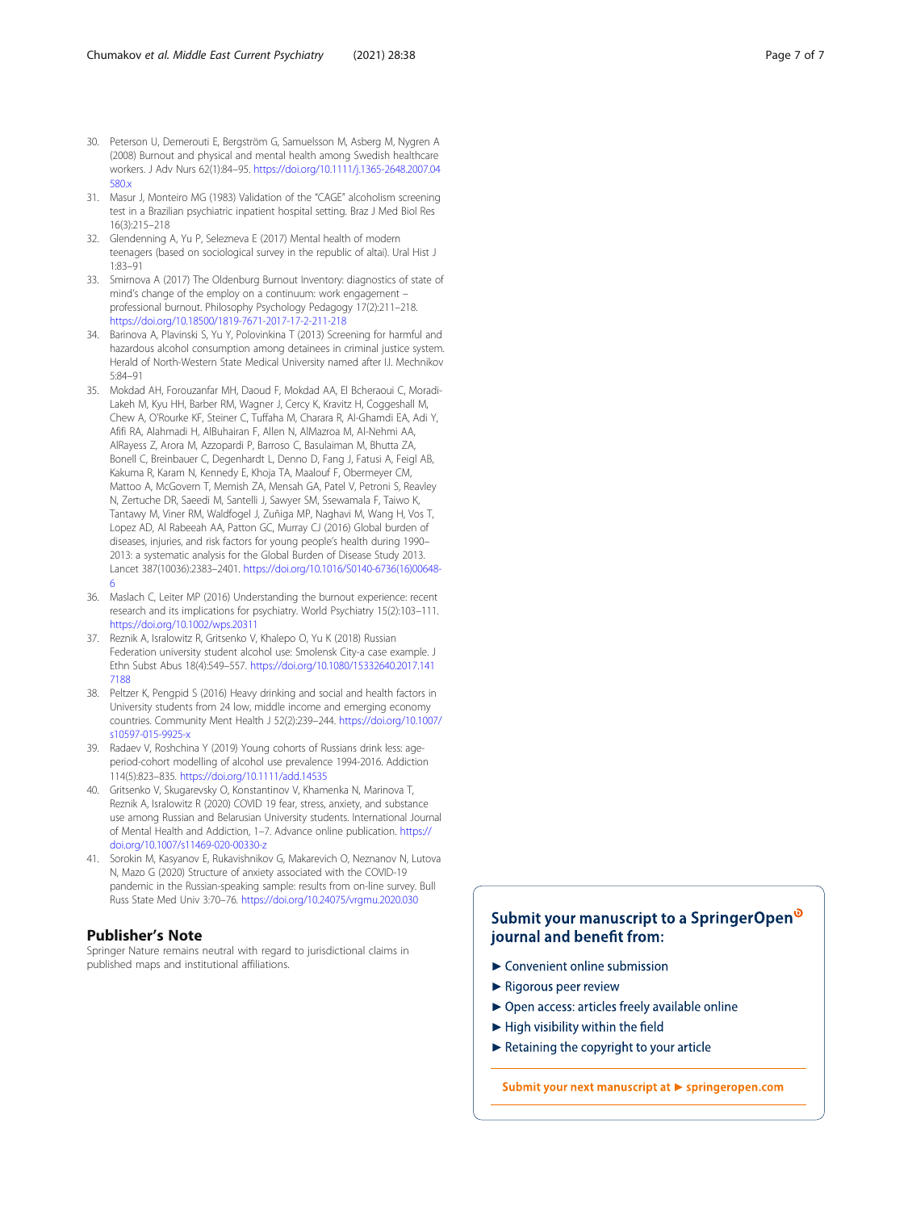30. Peterson U, Demerouti E, Bergström G, Samuelsson M, Asberg M, Nygren A (2008) Burnout and physical and mental health among Swedish healthcare workers. J Adv Nurs 62(1):84–95. https://doi.org/10.1111/j.1365-2648.2007.04580.x
31. Masur J, Monteiro MG (1983) Validation of the "CAGE" alcoholism screening test in a Brazilian psychiatric inpatient hospital setting. Braz J Med Biol Res 16(3):215–218
32. Glendenning A, Yu P, Selezneva E (2017) Mental health of modern teenagers (based on sociological survey in the republic of altai). Ural Hist J 1:83–91
33. Smirnova A (2017) The Oldenburg Burnout Inventory: diagnostics of state of mind's change of the employ on a continuum: work engagement – professional burnout. Philosophy Psychology Pedagogy 17(2):211–218. https://doi.org/10.18500/1819-7671-2017-17-2-211-218
34. Barinova A, Plavinski S, Yu Y, Polovinkina T (2013) Screening for harmful and hazardous alcohol consumption among detainees in criminal justice system. Herald of North-Western State Medical University named after I.I. Mechnikov 5:84–91
35. Mokdad AH, Forouzanfar MH, Daoud F, Mokdad AA, El Bcheraoui C, Moradi-Lakeh M, Kyu HH, Barber RM, Wagner J, Cercy K, Kravitz H, Coggeshall M, Chew A, O'Rourke KF, Steiner C, Tuffaha M, Charara R, Al-Ghamdi EA, Adi Y, Afifi RA, Alahmadi H, AlBuhairan F, Allen N, AlMazroa M, Al-Nehmi AA, AlRayess Z, Arora M, Azzopardi P, Barroso C, Basulaiman M, Bhutta ZA, Bonell C, Breinbauer C, Degenhardt L, Denno D, Fang J, Fatusi A, Feigl AB, Kakuma R, Karam N, Kennedy E, Khoja TA, Maalouf F, Obermeyer CM, Mattoo A, McGovern T, Memish ZA, Mensah GA, Patel V, Petroni S, Reavley N, Zertuche DR, Saeedi M, Santelli J, Sawyer SM, Ssewamala F, Taiwo K, Tantawy M, Viner RM, Waldfogel J, Zuñiga MP, Naghavi M, Wang H, Vos T, Lopez AD, Al Rabeeah AA, Patton GC, Murray CJ (2016) Global burden of diseases, injuries, and risk factors for young people's health during 1990–2013: a systematic analysis for the Global Burden of Disease Study 2013. Lancet 387(10036):2383–2401. https://doi.org/10.1016/S0140-6736(16)00648-6
36. Maslach C, Leiter MP (2016) Understanding the burnout experience: recent research and its implications for psychiatry. World Psychiatry 15(2):103–111. https://doi.org/10.1002/wps.20311
37. Reznik A, Isralowitz R, Gritsenko V, Khalepo O, Yu K (2018) Russian Federation university student alcohol use: Smolensk City-a case example. J Ethn Subst Abus 18(4):549–557. https://doi.org/10.1080/15332640.2017.1417188
38. Peltzer K, Pengpid S (2016) Heavy drinking and social and health factors in University students from 24 low, middle income and emerging economy countries. Community Ment Health J 52(2):239–244. https://doi.org/10.1007/s10597-015-9925-x
39. Radaev V, Roshchina Y (2019) Young cohorts of Russians drink less: age-period-cohort modelling of alcohol use prevalence 1994-2016. Addiction 114(5):823–835. https://doi.org/10.1111/add.14535
40. Gritsenko V, Skugarevsky O, Konstantinov V, Khamenka N, Marinova T, Reznik A, Isralowitz R (2020) COVID 19 fear, stress, anxiety, and substance use among Russian and Belarusian University students. International Journal of Mental Health and Addiction, 1–7. Advance online publication. https://doi.org/10.1007/s11469-020-00330-z
41. Sorokin M, Kasyanov E, Rukavishnikov G, Makarevich O, Neznanov N, Lutova N, Mazo G (2020) Structure of anxiety associated with the COVID-19 pandemic in the Russian-speaking sample: results from on-line survey. Bull Russ State Med Univ 3:70–76. https://doi.org/10.24075/vrgmu.2020.030

## Publisher's Note

Springer Nature remains neutral with regard to jurisdictional claims in published maps and institutional affiliations.

**Submit your manuscript to a SpringerOpen journal and benefit from:**

- ► Convenient online submission
- ► Rigorous peer review
- ► Open access: articles freely available online
- ► High visibility within the field
- ► Retaining the copyright to your article

Submit your next manuscript at ► springeropen.com